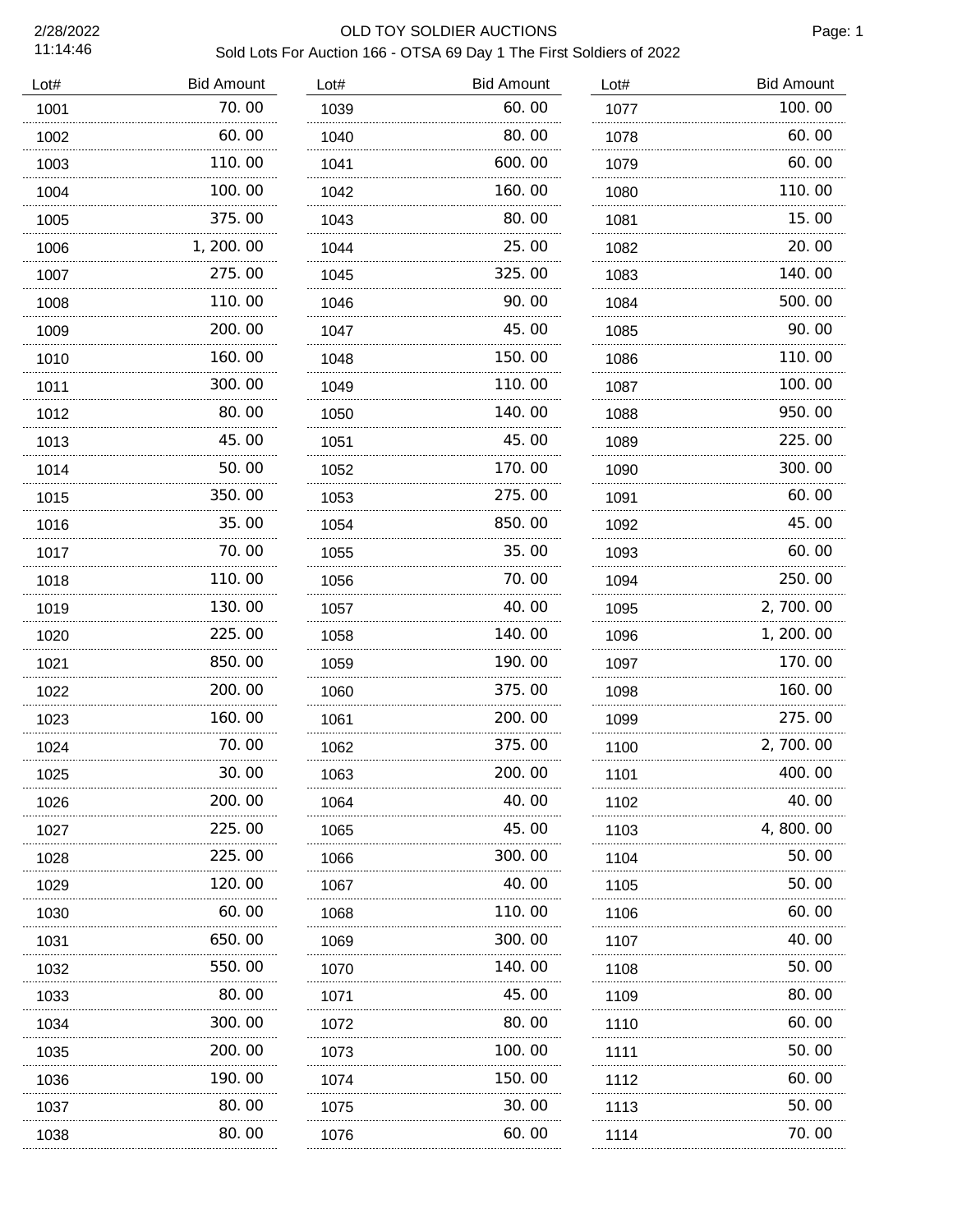OLD TOY SOLDIER AUCTIONS

Sold Lots For Auction 166 - OTSA 69 Day 1 The First Soldiers of 2022

2/28/2022
11:14:46

| Lot# | Bid Amount | Lot# | Bid Amount | Lot# | Bid Amount |
|---|---|---|---|---|---|
| 1001 | 70.00 | 1039 | 60.00 | 1077 | 100.00 |
| 1002 | 60.00 | 1040 | 80.00 | 1078 | 60.00 |
| 1003 | 110.00 | 1041 | 600.00 | 1079 | 60.00 |
| 1004 | 100.00 | 1042 | 160.00 | 1080 | 110.00 |
| 1005 | 375.00 | 1043 | 80.00 | 1081 | 15.00 |
| 1006 | 1,200.00 | 1044 | 25.00 | 1082 | 20.00 |
| 1007 | 275.00 | 1045 | 325.00 | 1083 | 140.00 |
| 1008 | 110.00 | 1046 | 90.00 | 1084 | 500.00 |
| 1009 | 200.00 | 1047 | 45.00 | 1085 | 90.00 |
| 1010 | 160.00 | 1048 | 150.00 | 1086 | 110.00 |
| 1011 | 300.00 | 1049 | 110.00 | 1087 | 100.00 |
| 1012 | 80.00 | 1050 | 140.00 | 1088 | 950.00 |
| 1013 | 45.00 | 1051 | 45.00 | 1089 | 225.00 |
| 1014 | 50.00 | 1052 | 170.00 | 1090 | 300.00 |
| 1015 | 350.00 | 1053 | 275.00 | 1091 | 60.00 |
| 1016 | 35.00 | 1054 | 850.00 | 1092 | 45.00 |
| 1017 | 70.00 | 1055 | 35.00 | 1093 | 60.00 |
| 1018 | 110.00 | 1056 | 70.00 | 1094 | 250.00 |
| 1019 | 130.00 | 1057 | 40.00 | 1095 | 2,700.00 |
| 1020 | 225.00 | 1058 | 140.00 | 1096 | 1,200.00 |
| 1021 | 850.00 | 1059 | 190.00 | 1097 | 170.00 |
| 1022 | 200.00 | 1060 | 375.00 | 1098 | 160.00 |
| 1023 | 160.00 | 1061 | 200.00 | 1099 | 275.00 |
| 1024 | 70.00 | 1062 | 375.00 | 1100 | 2,700.00 |
| 1025 | 30.00 | 1063 | 200.00 | 1101 | 400.00 |
| 1026 | 200.00 | 1064 | 40.00 | 1102 | 40.00 |
| 1027 | 225.00 | 1065 | 45.00 | 1103 | 4,800.00 |
| 1028 | 225.00 | 1066 | 300.00 | 1104 | 50.00 |
| 1029 | 120.00 | 1067 | 40.00 | 1105 | 50.00 |
| 1030 | 60.00 | 1068 | 110.00 | 1106 | 60.00 |
| 1031 | 650.00 | 1069 | 300.00 | 1107 | 40.00 |
| 1032 | 550.00 | 1070 | 140.00 | 1108 | 50.00 |
| 1033 | 80.00 | 1071 | 45.00 | 1109 | 80.00 |
| 1034 | 300.00 | 1072 | 80.00 | 1110 | 60.00 |
| 1035 | 200.00 | 1073 | 100.00 | 1111 | 50.00 |
| 1036 | 190.00 | 1074 | 150.00 | 1112 | 60.00 |
| 1037 | 80.00 | 1075 | 30.00 | 1113 | 50.00 |
| 1038 | 80.00 | 1076 | 60.00 | 1114 | 70.00 |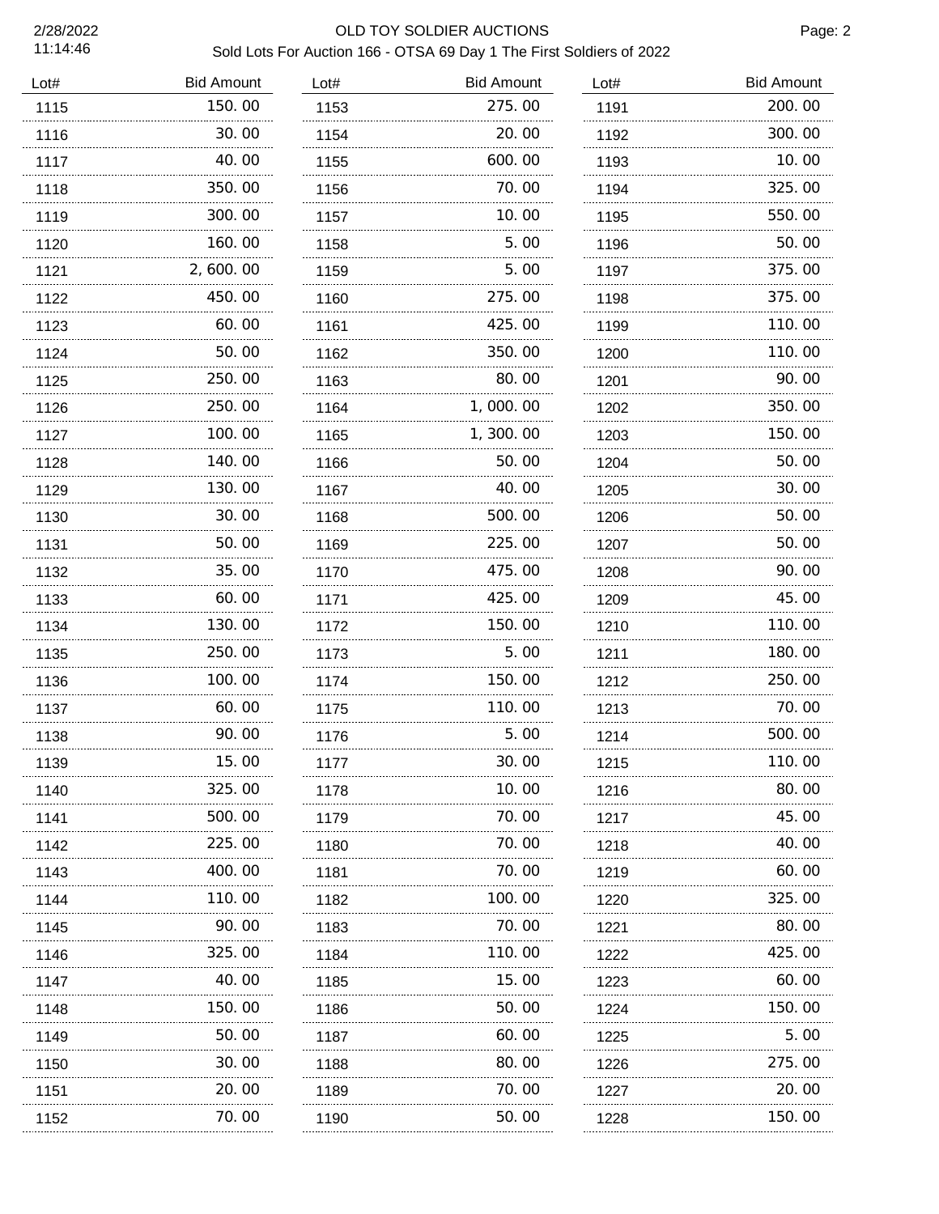OLD TOY SOLDIER AUCTIONS

Sold Lots For Auction 166 - OTSA 69 Day 1 The First Soldiers of 2022

| Lot# | Bid Amount |
|---|---|
| 1115 | 150.00 |
| 1116 | 30.00 |
| 1117 | 40.00 |
| 1118 | 350.00 |
| 1119 | 300.00 |
| 1120 | 160.00 |
| 1121 | 2,600.00 |
| 1122 | 450.00 |
| 1123 | 60.00 |
| 1124 | 50.00 |
| 1125 | 250.00 |
| 1126 | 250.00 |
| 1127 | 100.00 |
| 1128 | 140.00 |
| 1129 | 130.00 |
| 1130 | 30.00 |
| 1131 | 50.00 |
| 1132 | 35.00 |
| 1133 | 60.00 |
| 1134 | 130.00 |
| 1135 | 250.00 |
| 1136 | 100.00 |
| 1137 | 60.00 |
| 1138 | 90.00 |
| 1139 | 15.00 |
| 1140 | 325.00 |
| 1141 | 500.00 |
| 1142 | 225.00 |
| 1143 | 400.00 |
| 1144 | 110.00 |
| 1145 | 90.00 |
| 1146 | 325.00 |
| 1147 | 40.00 |
| 1148 | 150.00 |
| 1149 | 50.00 |
| 1150 | 30.00 |
| 1151 | 20.00 |
| 1152 | 70.00 |
| 1153 | 275.00 |
| 1154 | 20.00 |
| 1155 | 600.00 |
| 1156 | 70.00 |
| 1157 | 10.00 |
| 1158 | 5.00 |
| 1159 | 5.00 |
| 1160 | 275.00 |
| 1161 | 425.00 |
| 1162 | 350.00 |
| 1163 | 80.00 |
| 1164 | 1,000.00 |
| 1165 | 1,300.00 |
| 1166 | 50.00 |
| 1167 | 40.00 |
| 1168 | 500.00 |
| 1169 | 225.00 |
| 1170 | 475.00 |
| 1171 | 425.00 |
| 1172 | 150.00 |
| 1173 | 5.00 |
| 1174 | 150.00 |
| 1175 | 110.00 |
| 1176 | 5.00 |
| 1177 | 30.00 |
| 1178 | 10.00 |
| 1179 | 70.00 |
| 1180 | 70.00 |
| 1181 | 70.00 |
| 1182 | 100.00 |
| 1183 | 70.00 |
| 1184 | 110.00 |
| 1185 | 15.00 |
| 1186 | 50.00 |
| 1187 | 60.00 |
| 1188 | 80.00 |
| 1189 | 70.00 |
| 1190 | 50.00 |
| 1191 | 200.00 |
| 1192 | 300.00 |
| 1193 | 10.00 |
| 1194 | 325.00 |
| 1195 | 550.00 |
| 1196 | 50.00 |
| 1197 | 375.00 |
| 1198 | 375.00 |
| 1199 | 110.00 |
| 1200 | 110.00 |
| 1201 | 90.00 |
| 1202 | 350.00 |
| 1203 | 150.00 |
| 1204 | 50.00 |
| 1205 | 30.00 |
| 1206 | 50.00 |
| 1207 | 50.00 |
| 1208 | 90.00 |
| 1209 | 45.00 |
| 1210 | 110.00 |
| 1211 | 180.00 |
| 1212 | 250.00 |
| 1213 | 70.00 |
| 1214 | 500.00 |
| 1215 | 110.00 |
| 1216 | 80.00 |
| 1217 | 45.00 |
| 1218 | 40.00 |
| 1219 | 60.00 |
| 1220 | 325.00 |
| 1221 | 80.00 |
| 1222 | 425.00 |
| 1223 | 60.00 |
| 1224 | 150.00 |
| 1225 | 5.00 |
| 1226 | 275.00 |
| 1227 | 20.00 |
| 1228 | 150.00 |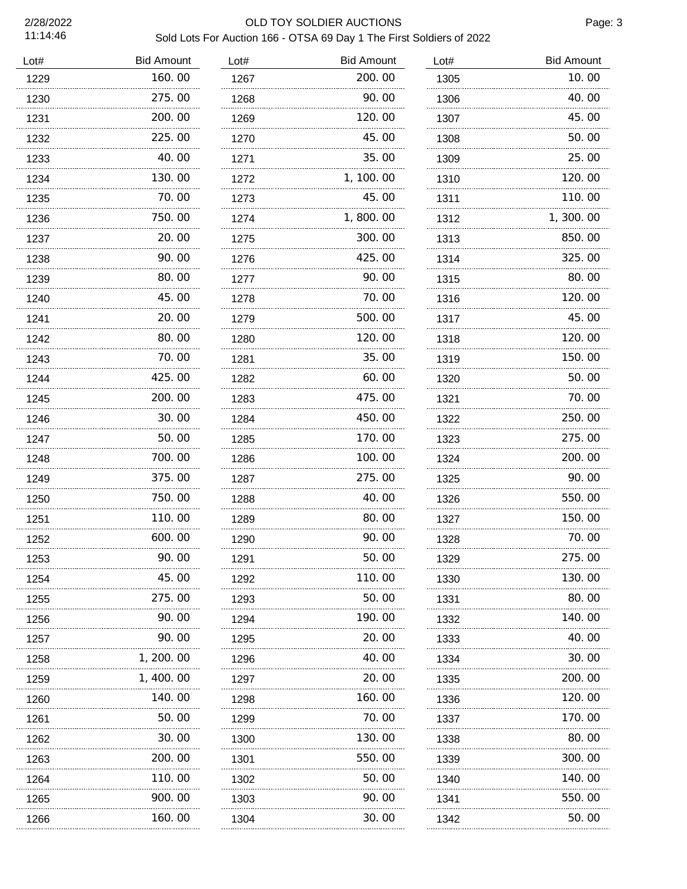OLD TOY SOLDIER AUCTIONS

Sold Lots For Auction 166 - OTSA 69 Day 1 The First Soldiers of 2022

2/28/2022
11:14:46

| Lot# | Bid Amount | Lot# | Bid Amount | Lot# | Bid Amount |
|---|---|---|---|---|---|
| 1229 | 160.00 | 1267 | 200.00 | 1305 | 10.00 |
| 1230 | 275.00 | 1268 | 90.00 | 1306 | 40.00 |
| 1231 | 200.00 | 1269 | 120.00 | 1307 | 45.00 |
| 1232 | 225.00 | 1270 | 45.00 | 1308 | 50.00 |
| 1233 | 40.00 | 1271 | 35.00 | 1309 | 25.00 |
| 1234 | 130.00 | 1272 | 1,100.00 | 1310 | 120.00 |
| 1235 | 70.00 | 1273 | 45.00 | 1311 | 110.00 |
| 1236 | 750.00 | 1274 | 1,800.00 | 1312 | 1,300.00 |
| 1237 | 20.00 | 1275 | 300.00 | 1313 | 850.00 |
| 1238 | 90.00 | 1276 | 425.00 | 1314 | 325.00 |
| 1239 | 80.00 | 1277 | 90.00 | 1315 | 80.00 |
| 1240 | 45.00 | 1278 | 70.00 | 1316 | 120.00 |
| 1241 | 20.00 | 1279 | 500.00 | 1317 | 45.00 |
| 1242 | 80.00 | 1280 | 120.00 | 1318 | 120.00 |
| 1243 | 70.00 | 1281 | 35.00 | 1319 | 150.00 |
| 1244 | 425.00 | 1282 | 60.00 | 1320 | 50.00 |
| 1245 | 200.00 | 1283 | 475.00 | 1321 | 70.00 |
| 1246 | 30.00 | 1284 | 450.00 | 1322 | 250.00 |
| 1247 | 50.00 | 1285 | 170.00 | 1323 | 275.00 |
| 1248 | 700.00 | 1286 | 100.00 | 1324 | 200.00 |
| 1249 | 375.00 | 1287 | 275.00 | 1325 | 90.00 |
| 1250 | 750.00 | 1288 | 40.00 | 1326 | 550.00 |
| 1251 | 110.00 | 1289 | 80.00 | 1327 | 150.00 |
| 1252 | 600.00 | 1290 | 90.00 | 1328 | 70.00 |
| 1253 | 90.00 | 1291 | 50.00 | 1329 | 275.00 |
| 1254 | 45.00 | 1292 | 110.00 | 1330 | 130.00 |
| 1255 | 275.00 | 1293 | 50.00 | 1331 | 80.00 |
| 1256 | 90.00 | 1294 | 190.00 | 1332 | 140.00 |
| 1257 | 90.00 | 1295 | 20.00 | 1333 | 40.00 |
| 1258 | 1,200.00 | 1296 | 40.00 | 1334 | 30.00 |
| 1259 | 1,400.00 | 1297 | 20.00 | 1335 | 200.00 |
| 1260 | 140.00 | 1298 | 160.00 | 1336 | 120.00 |
| 1261 | 50.00 | 1299 | 70.00 | 1337 | 170.00 |
| 1262 | 30.00 | 1300 | 130.00 | 1338 | 80.00 |
| 1263 | 200.00 | 1301 | 550.00 | 1339 | 300.00 |
| 1264 | 110.00 | 1302 | 50.00 | 1340 | 140.00 |
| 1265 | 900.00 | 1303 | 90.00 | 1341 | 550.00 |
| 1266 | 160.00 | 1304 | 30.00 | 1342 | 50.00 |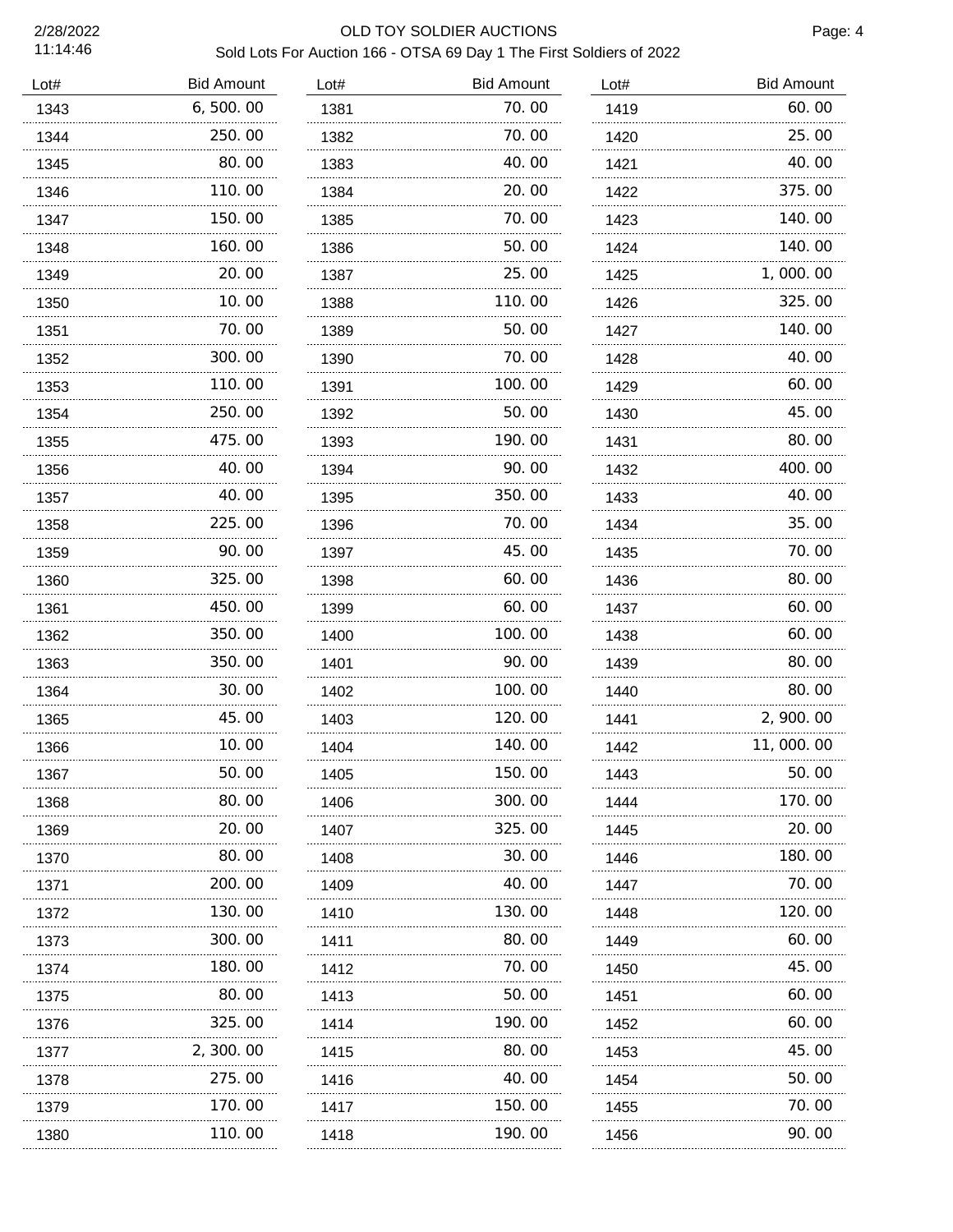# OLD TOY SOLDIER AUCTIONS

## Sold Lots For Auction 166 - OTSA 69 Day 1 The First Soldiers of 2022

2/28/2022
11:14:46

| Lot# | Bid Amount | Lot# | Bid Amount | Lot# | Bid Amount |
|---|---|---|---|---|---|
| 1343 | 6, 500. 00 | 1381 | 70. 00 | 1419 | 60. 00 |
| 1344 | 250. 00 | 1382 | 70. 00 | 1420 | 25. 00 |
| 1345 | 80. 00 | 1383 | 40. 00 | 1421 | 40. 00 |
| 1346 | 110. 00 | 1384 | 20. 00 | 1422 | 375. 00 |
| 1347 | 150. 00 | 1385 | 70. 00 | 1423 | 140. 00 |
| 1348 | 160. 00 | 1386 | 50. 00 | 1424 | 140. 00 |
| 1349 | 20. 00 | 1387 | 25. 00 | 1425 | 1, 000. 00 |
| 1350 | 10. 00 | 1388 | 110. 00 | 1426 | 325. 00 |
| 1351 | 70. 00 | 1389 | 50. 00 | 1427 | 140. 00 |
| 1352 | 300. 00 | 1390 | 70. 00 | 1428 | 40. 00 |
| 1353 | 110. 00 | 1391 | 100. 00 | 1429 | 60. 00 |
| 1354 | 250. 00 | 1392 | 50. 00 | 1430 | 45. 00 |
| 1355 | 475. 00 | 1393 | 190. 00 | 1431 | 80. 00 |
| 1356 | 40. 00 | 1394 | 90. 00 | 1432 | 400. 00 |
| 1357 | 40. 00 | 1395 | 350. 00 | 1433 | 40. 00 |
| 1358 | 225. 00 | 1396 | 70. 00 | 1434 | 35. 00 |
| 1359 | 90. 00 | 1397 | 45. 00 | 1435 | 70. 00 |
| 1360 | 325. 00 | 1398 | 60. 00 | 1436 | 80. 00 |
| 1361 | 450. 00 | 1399 | 60. 00 | 1437 | 60. 00 |
| 1362 | 350. 00 | 1400 | 100. 00 | 1438 | 60. 00 |
| 1363 | 350. 00 | 1401 | 90. 00 | 1439 | 80. 00 |
| 1364 | 30. 00 | 1402 | 100. 00 | 1440 | 80. 00 |
| 1365 | 45. 00 | 1403 | 120. 00 | 1441 | 2, 900. 00 |
| 1366 | 10. 00 | 1404 | 140. 00 | 1442 | 11, 000. 00 |
| 1367 | 50. 00 | 1405 | 150. 00 | 1443 | 50. 00 |
| 1368 | 80. 00 | 1406 | 300. 00 | 1444 | 170. 00 |
| 1369 | 20. 00 | 1407 | 325. 00 | 1445 | 20. 00 |
| 1370 | 80. 00 | 1408 | 30. 00 | 1446 | 180. 00 |
| 1371 | 200. 00 | 1409 | 40. 00 | 1447 | 70. 00 |
| 1372 | 130. 00 | 1410 | 130. 00 | 1448 | 120. 00 |
| 1373 | 300. 00 | 1411 | 80. 00 | 1449 | 60. 00 |
| 1374 | 180. 00 | 1412 | 70. 00 | 1450 | 45. 00 |
| 1375 | 80. 00 | 1413 | 50. 00 | 1451 | 60. 00 |
| 1376 | 325. 00 | 1414 | 190. 00 | 1452 | 60. 00 |
| 1377 | 2, 300. 00 | 1415 | 80. 00 | 1453 | 45. 00 |
| 1378 | 275. 00 | 1416 | 40. 00 | 1454 | 50. 00 |
| 1379 | 170. 00 | 1417 | 150. 00 | 1455 | 70. 00 |
| 1380 | 110. 00 | 1418 | 190. 00 | 1456 | 90. 00 |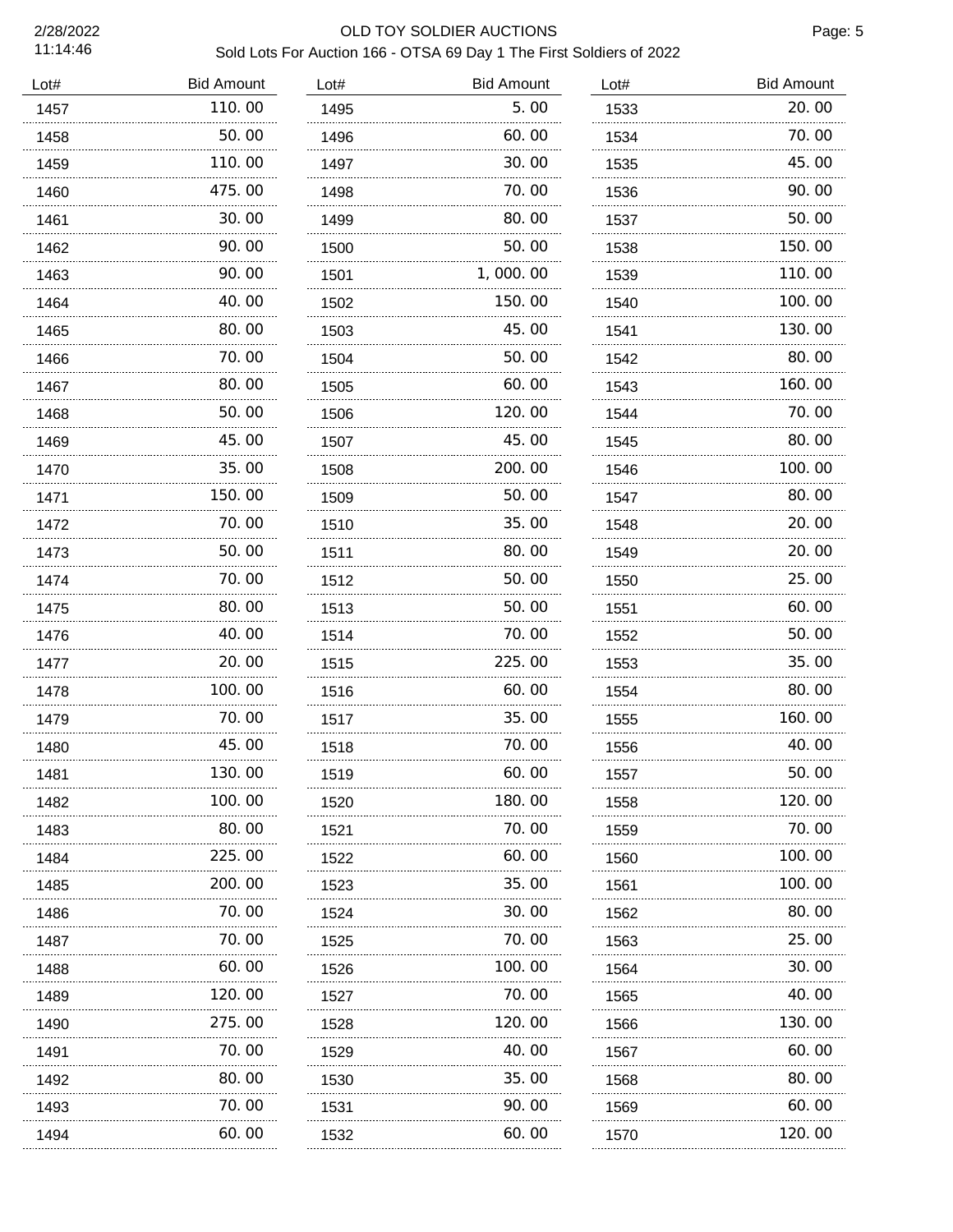# OLD TOY SOLDIER AUCTIONS

Sold Lots For Auction 166 - OTSA 69 Day 1 The First Soldiers of 2022

| Lot# | Bid Amount | Lot# | Bid Amount | Lot# | Bid Amount |
|---|---|---|---|---|---|
| 1457 | 110.00 | 1495 | 5.00 | 1533 | 20.00 |
| 1458 | 50.00 | 1496 | 60.00 | 1534 | 70.00 |
| 1459 | 110.00 | 1497 | 30.00 | 1535 | 45.00 |
| 1460 | 475.00 | 1498 | 70.00 | 1536 | 90.00 |
| 1461 | 30.00 | 1499 | 80.00 | 1537 | 50.00 |
| 1462 | 90.00 | 1500 | 50.00 | 1538 | 150.00 |
| 1463 | 90.00 | 1501 | 1,000.00 | 1539 | 110.00 |
| 1464 | 40.00 | 1502 | 150.00 | 1540 | 100.00 |
| 1465 | 80.00 | 1503 | 45.00 | 1541 | 130.00 |
| 1466 | 70.00 | 1504 | 50.00 | 1542 | 80.00 |
| 1467 | 80.00 | 1505 | 60.00 | 1543 | 160.00 |
| 1468 | 50.00 | 1506 | 120.00 | 1544 | 70.00 |
| 1469 | 45.00 | 1507 | 45.00 | 1545 | 80.00 |
| 1470 | 35.00 | 1508 | 200.00 | 1546 | 100.00 |
| 1471 | 150.00 | 1509 | 50.00 | 1547 | 80.00 |
| 1472 | 70.00 | 1510 | 35.00 | 1548 | 20.00 |
| 1473 | 50.00 | 1511 | 80.00 | 1549 | 20.00 |
| 1474 | 70.00 | 1512 | 50.00 | 1550 | 25.00 |
| 1475 | 80.00 | 1513 | 50.00 | 1551 | 60.00 |
| 1476 | 40.00 | 1514 | 70.00 | 1552 | 50.00 |
| 1477 | 20.00 | 1515 | 225.00 | 1553 | 35.00 |
| 1478 | 100.00 | 1516 | 60.00 | 1554 | 80.00 |
| 1479 | 70.00 | 1517 | 35.00 | 1555 | 160.00 |
| 1480 | 45.00 | 1518 | 70.00 | 1556 | 40.00 |
| 1481 | 130.00 | 1519 | 60.00 | 1557 | 50.00 |
| 1482 | 100.00 | 1520 | 180.00 | 1558 | 120.00 |
| 1483 | 80.00 | 1521 | 70.00 | 1559 | 70.00 |
| 1484 | 225.00 | 1522 | 60.00 | 1560 | 100.00 |
| 1485 | 200.00 | 1523 | 35.00 | 1561 | 100.00 |
| 1486 | 70.00 | 1524 | 30.00 | 1562 | 80.00 |
| 1487 | 70.00 | 1525 | 70.00 | 1563 | 25.00 |
| 1488 | 60.00 | 1526 | 100.00 | 1564 | 30.00 |
| 1489 | 120.00 | 1527 | 70.00 | 1565 | 40.00 |
| 1490 | 275.00 | 1528 | 120.00 | 1566 | 130.00 |
| 1491 | 70.00 | 1529 | 40.00 | 1567 | 60.00 |
| 1492 | 80.00 | 1530 | 35.00 | 1568 | 80.00 |
| 1493 | 70.00 | 1531 | 90.00 | 1569 | 60.00 |
| 1494 | 60.00 | 1532 | 60.00 | 1570 | 120.00 |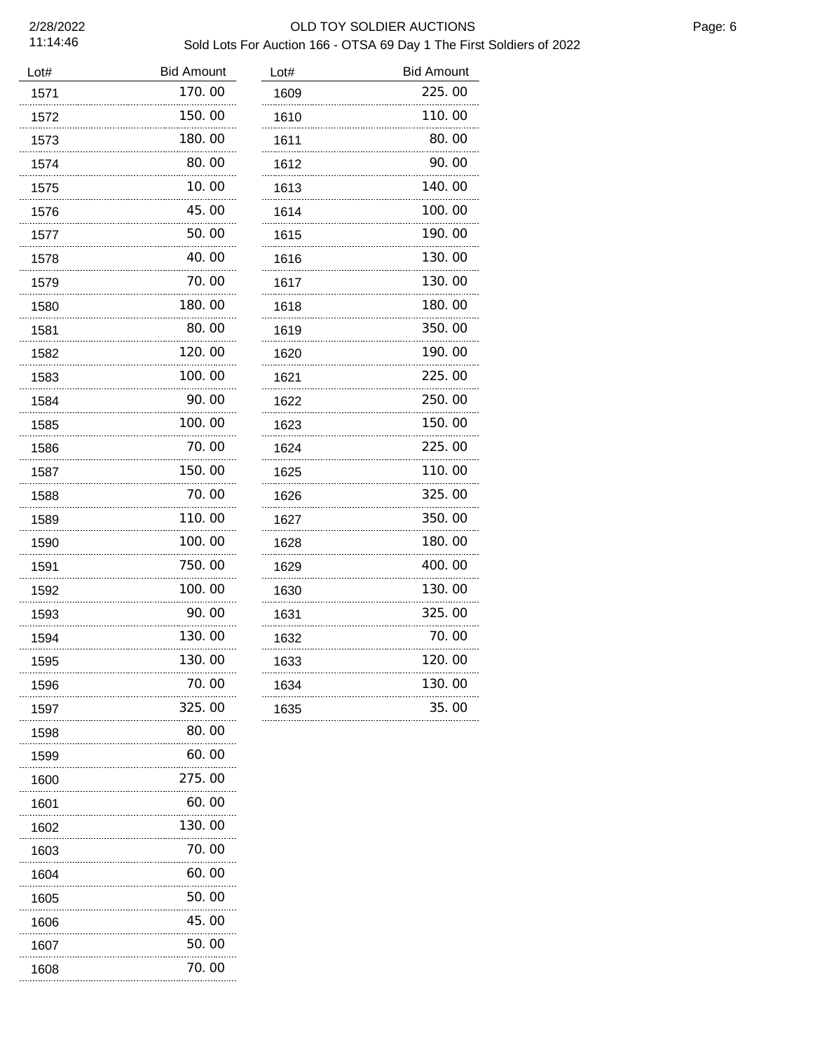| Lot# | Bid Amount | Lot# | Bid Amount |
|---|---|---|---|
| 1571 | 170.00 | 1609 | 225.00 |
| 1572 | 150.00 | 1610 | 110.00 |
| 1573 | 180.00 | 1611 | 80.00 |
| 1574 | 80.00 | 1612 | 90.00 |
| 1575 | 10.00 | 1613 | 140.00 |
| 1576 | 45.00 | 1614 | 100.00 |
| 1577 | 50.00 | 1615 | 190.00 |
| 1578 | 40.00 | 1616 | 130.00 |
| 1579 | 70.00 | 1617 | 130.00 |
| 1580 | 180.00 | 1618 | 180.00 |
| 1581 | 80.00 | 1619 | 350.00 |
| 1582 | 120.00 | 1620 | 190.00 |
| 1583 | 100.00 | 1621 | 225.00 |
| 1584 | 90.00 | 1622 | 250.00 |
| 1585 | 100.00 | 1623 | 150.00 |
| 1586 | 70.00 | 1624 | 225.00 |
| 1587 | 150.00 | 1625 | 110.00 |
| 1588 | 70.00 | 1626 | 325.00 |
| 1589 | 110.00 | 1627 | 350.00 |
| 1590 | 100.00 | 1628 | 180.00 |
| 1591 | 750.00 | 1629 | 400.00 |
| 1592 | 100.00 | 1630 | 130.00 |
| 1593 | 90.00 | 1631 | 325.00 |
| 1594 | 130.00 | 1632 | 70.00 |
| 1595 | 130.00 | 1633 | 120.00 |
| 1596 | 70.00 | 1634 | 130.00 |
| 1597 | 325.00 | 1635 | 35.00 |
| 1598 | 80.00 | | |
| 1599 | 60.00 | | |
| 1600 | 275.00 | | |
| 1601 | 60.00 | | |
| 1602 | 130.00 | | |
| 1603 | 70.00 | | |
| 1604 | 60.00 | | |
| 1605 | 50.00 | | |
| 1606 | 45.00 | | |
| 1607 | 50.00 | | |
| 1608 | 70.00 | | |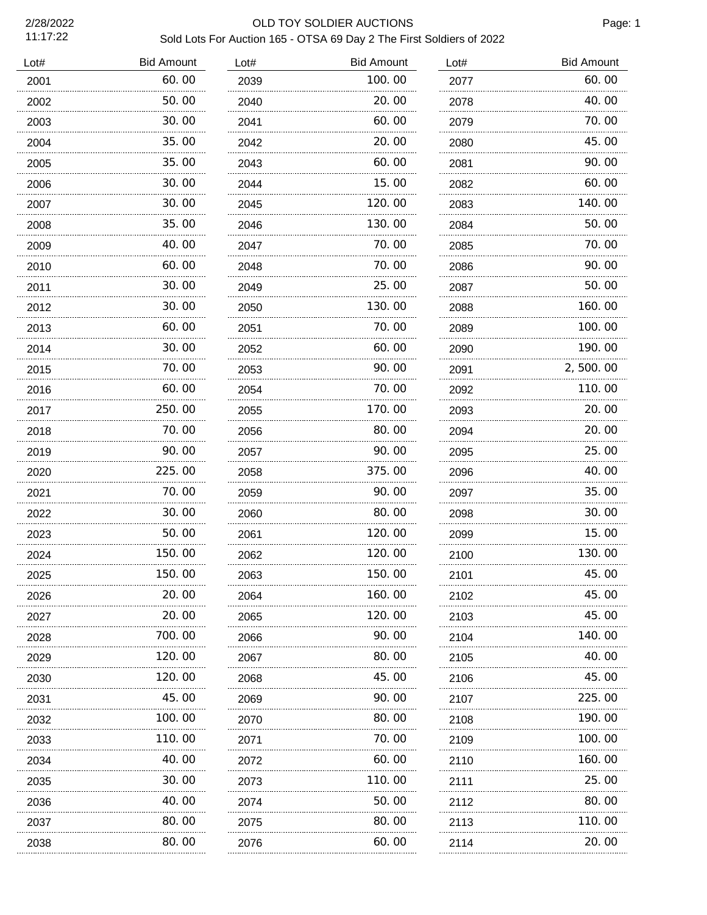# OLD TOY SOLDIER AUCTIONS

2/28/2022
11:17:22

Sold Lots For Auction 165 - OTSA 69 Day 2 The First Soldiers of 2022

| Lot# | Bid Amount |
|---|---|
| 2001 | 60.00 |
| 2002 | 50.00 |
| 2003 | 30.00 |
| 2004 | 35.00 |
| 2005 | 35.00 |
| 2006 | 30.00 |
| 2007 | 30.00 |
| 2008 | 35.00 |
| 2009 | 40.00 |
| 2010 | 60.00 |
| 2011 | 30.00 |
| 2012 | 30.00 |
| 2013 | 60.00 |
| 2014 | 30.00 |
| 2015 | 70.00 |
| 2016 | 60.00 |
| 2017 | 250.00 |
| 2018 | 70.00 |
| 2019 | 90.00 |
| 2020 | 225.00 |
| 2021 | 70.00 |
| 2022 | 30.00 |
| 2023 | 50.00 |
| 2024 | 150.00 |
| 2025 | 150.00 |
| 2026 | 20.00 |
| 2027 | 20.00 |
| 2028 | 700.00 |
| 2029 | 120.00 |
| 2030 | 120.00 |
| 2031 | 45.00 |
| 2032 | 100.00 |
| 2033 | 110.00 |
| 2034 | 40.00 |
| 2035 | 30.00 |
| 2036 | 40.00 |
| 2037 | 80.00 |
| 2038 | 80.00 |
| 2039 | 100.00 |
| 2040 | 20.00 |
| 2041 | 60.00 |
| 2042 | 20.00 |
| 2043 | 60.00 |
| 2044 | 15.00 |
| 2045 | 120.00 |
| 2046 | 130.00 |
| 2047 | 70.00 |
| 2048 | 70.00 |
| 2049 | 25.00 |
| 2050 | 130.00 |
| 2051 | 70.00 |
| 2052 | 60.00 |
| 2053 | 90.00 |
| 2054 | 70.00 |
| 2055 | 170.00 |
| 2056 | 80.00 |
| 2057 | 90.00 |
| 2058 | 375.00 |
| 2059 | 90.00 |
| 2060 | 80.00 |
| 2061 | 120.00 |
| 2062 | 120.00 |
| 2063 | 150.00 |
| 2064 | 160.00 |
| 2065 | 120.00 |
| 2066 | 90.00 |
| 2067 | 80.00 |
| 2068 | 45.00 |
| 2069 | 90.00 |
| 2070 | 80.00 |
| 2071 | 70.00 |
| 2072 | 60.00 |
| 2073 | 110.00 |
| 2074 | 50.00 |
| 2075 | 80.00 |
| 2076 | 60.00 |
| 2077 | 60.00 |
| 2078 | 40.00 |
| 2079 | 70.00 |
| 2080 | 45.00 |
| 2081 | 90.00 |
| 2082 | 60.00 |
| 2083 | 140.00 |
| 2084 | 50.00 |
| 2085 | 70.00 |
| 2086 | 90.00 |
| 2087 | 50.00 |
| 2088 | 160.00 |
| 2089 | 100.00 |
| 2090 | 190.00 |
| 2091 | 2,500.00 |
| 2092 | 110.00 |
| 2093 | 20.00 |
| 2094 | 20.00 |
| 2095 | 25.00 |
| 2096 | 40.00 |
| 2097 | 35.00 |
| 2098 | 30.00 |
| 2099 | 15.00 |
| 2100 | 130.00 |
| 2101 | 45.00 |
| 2102 | 45.00 |
| 2103 | 45.00 |
| 2104 | 140.00 |
| 2105 | 40.00 |
| 2106 | 45.00 |
| 2107 | 225.00 |
| 2108 | 190.00 |
| 2109 | 100.00 |
| 2110 | 160.00 |
| 2111 | 25.00 |
| 2112 | 80.00 |
| 2113 | 110.00 |
| 2114 | 20.00 |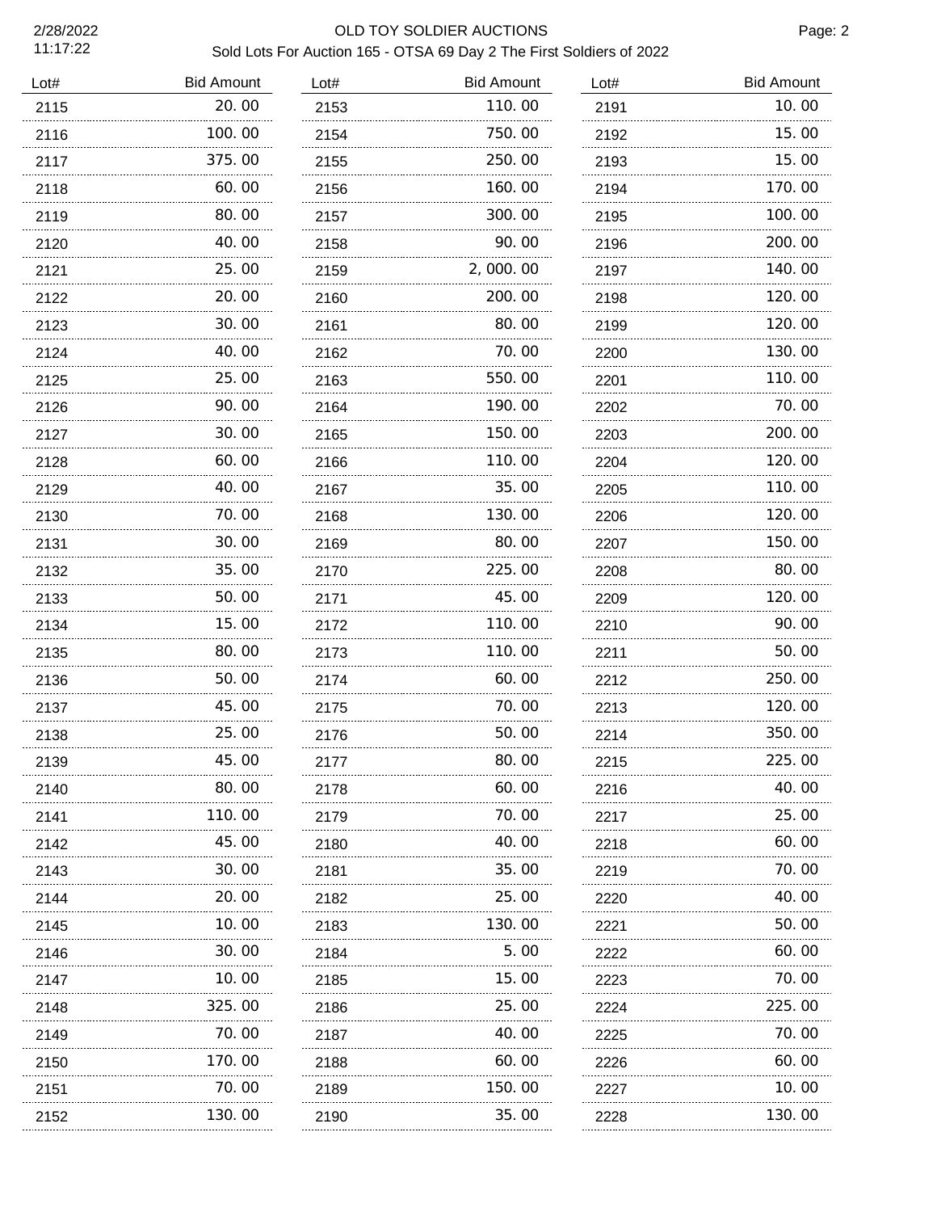# OLD TOY SOLDIER AUCTIONS

## Sold Lots For Auction 165 - OTSA 69 Day 2 The First Soldiers of 2022

2/28/2022 11:17:22

Page: 2

| Lot# | Bid Amount |
|---|---|
| 2115 | 20.00 |
| 2116 | 100.00 |
| 2117 | 375.00 |
| 2118 | 60.00 |
| 2119 | 80.00 |
| 2120 | 40.00 |
| 2121 | 25.00 |
| 2122 | 20.00 |
| 2123 | 30.00 |
| 2124 | 40.00 |
| 2125 | 25.00 |
| 2126 | 90.00 |
| 2127 | 30.00 |
| 2128 | 60.00 |
| 2129 | 40.00 |
| 2130 | 70.00 |
| 2131 | 30.00 |
| 2132 | 35.00 |
| 2133 | 50.00 |
| 2134 | 15.00 |
| 2135 | 80.00 |
| 2136 | 50.00 |
| 2137 | 45.00 |
| 2138 | 25.00 |
| 2139 | 45.00 |
| 2140 | 80.00 |
| 2141 | 110.00 |
| 2142 | 45.00 |
| 2143 | 30.00 |
| 2144 | 20.00 |
| 2145 | 10.00 |
| 2146 | 30.00 |
| 2147 | 10.00 |
| 2148 | 325.00 |
| 2149 | 70.00 |
| 2150 | 170.00 |
| 2151 | 70.00 |
| 2152 | 130.00 |
| 2153 | 110.00 |
| 2154 | 750.00 |
| 2155 | 250.00 |
| 2156 | 160.00 |
| 2157 | 300.00 |
| 2158 | 90.00 |
| 2159 | 2,000.00 |
| 2160 | 200.00 |
| 2161 | 80.00 |
| 2162 | 70.00 |
| 2163 | 550.00 |
| 2164 | 190.00 |
| 2165 | 150.00 |
| 2166 | 110.00 |
| 2167 | 35.00 |
| 2168 | 130.00 |
| 2169 | 80.00 |
| 2170 | 225.00 |
| 2171 | 45.00 |
| 2172 | 110.00 |
| 2173 | 110.00 |
| 2174 | 60.00 |
| 2175 | 70.00 |
| 2176 | 50.00 |
| 2177 | 80.00 |
| 2178 | 60.00 |
| 2179 | 70.00 |
| 2180 | 40.00 |
| 2181 | 35.00 |
| 2182 | 25.00 |
| 2183 | 130.00 |
| 2184 | 5.00 |
| 2185 | 15.00 |
| 2186 | 25.00 |
| 2187 | 40.00 |
| 2188 | 60.00 |
| 2189 | 150.00 |
| 2190 | 35.00 |
| 2191 | 10.00 |
| 2192 | 15.00 |
| 2193 | 15.00 |
| 2194 | 170.00 |
| 2195 | 100.00 |
| 2196 | 200.00 |
| 2197 | 140.00 |
| 2198 | 120.00 |
| 2199 | 120.00 |
| 2200 | 130.00 |
| 2201 | 110.00 |
| 2202 | 70.00 |
| 2203 | 200.00 |
| 2204 | 120.00 |
| 2205 | 110.00 |
| 2206 | 120.00 |
| 2207 | 150.00 |
| 2208 | 80.00 |
| 2209 | 120.00 |
| 2210 | 90.00 |
| 2211 | 50.00 |
| 2212 | 250.00 |
| 2213 | 120.00 |
| 2214 | 350.00 |
| 2215 | 225.00 |
| 2216 | 40.00 |
| 2217 | 25.00 |
| 2218 | 60.00 |
| 2219 | 70.00 |
| 2220 | 40.00 |
| 2221 | 50.00 |
| 2222 | 60.00 |
| 2223 | 70.00 |
| 2224 | 225.00 |
| 2225 | 70.00 |
| 2226 | 60.00 |
| 2227 | 10.00 |
| 2228 | 130.00 |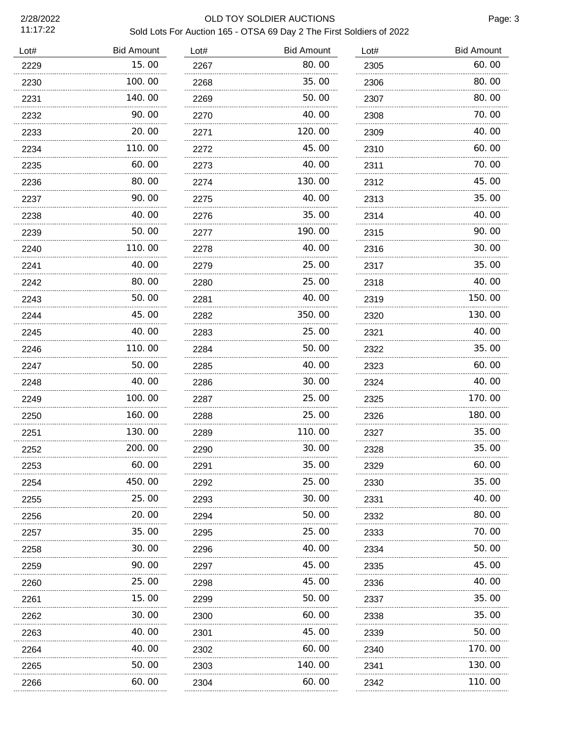OLD TOY SOLDIER AUCTIONS

Sold Lots For Auction 165 - OTSA 69 Day 2 The First Soldiers of 2022

| Lot# | Bid Amount |
|---|---|
| 2229 | 15.00 |
| 2230 | 100.00 |
| 2231 | 140.00 |
| 2232 | 90.00 |
| 2233 | 20.00 |
| 2234 | 110.00 |
| 2235 | 60.00 |
| 2236 | 80.00 |
| 2237 | 90.00 |
| 2238 | 40.00 |
| 2239 | 50.00 |
| 2240 | 110.00 |
| 2241 | 40.00 |
| 2242 | 80.00 |
| 2243 | 50.00 |
| 2244 | 45.00 |
| 2245 | 40.00 |
| 2246 | 110.00 |
| 2247 | 50.00 |
| 2248 | 40.00 |
| 2249 | 100.00 |
| 2250 | 160.00 |
| 2251 | 130.00 |
| 2252 | 200.00 |
| 2253 | 60.00 |
| 2254 | 450.00 |
| 2255 | 25.00 |
| 2256 | 20.00 |
| 2257 | 35.00 |
| 2258 | 30.00 |
| 2259 | 90.00 |
| 2260 | 25.00 |
| 2261 | 15.00 |
| 2262 | 30.00 |
| 2263 | 40.00 |
| 2264 | 40.00 |
| 2265 | 50.00 |
| 2266 | 60.00 |
| 2267 | 80.00 |
| 2268 | 35.00 |
| 2269 | 50.00 |
| 2270 | 40.00 |
| 2271 | 120.00 |
| 2272 | 45.00 |
| 2273 | 40.00 |
| 2274 | 130.00 |
| 2275 | 40.00 |
| 2276 | 35.00 |
| 2277 | 190.00 |
| 2278 | 40.00 |
| 2279 | 25.00 |
| 2280 | 25.00 |
| 2281 | 40.00 |
| 2282 | 350.00 |
| 2283 | 25.00 |
| 2284 | 50.00 |
| 2285 | 40.00 |
| 2286 | 30.00 |
| 2287 | 25.00 |
| 2288 | 25.00 |
| 2289 | 110.00 |
| 2290 | 30.00 |
| 2291 | 35.00 |
| 2292 | 25.00 |
| 2293 | 30.00 |
| 2294 | 50.00 |
| 2295 | 25.00 |
| 2296 | 40.00 |
| 2297 | 45.00 |
| 2298 | 45.00 |
| 2299 | 50.00 |
| 2300 | 60.00 |
| 2301 | 45.00 |
| 2302 | 60.00 |
| 2303 | 140.00 |
| 2304 | 60.00 |
| 2305 | 60.00 |
| 2306 | 80.00 |
| 2307 | 80.00 |
| 2308 | 70.00 |
| 2309 | 40.00 |
| 2310 | 60.00 |
| 2311 | 70.00 |
| 2312 | 45.00 |
| 2313 | 35.00 |
| 2314 | 40.00 |
| 2315 | 90.00 |
| 2316 | 30.00 |
| 2317 | 35.00 |
| 2318 | 40.00 |
| 2319 | 150.00 |
| 2320 | 130.00 |
| 2321 | 40.00 |
| 2322 | 35.00 |
| 2323 | 60.00 |
| 2324 | 40.00 |
| 2325 | 170.00 |
| 2326 | 180.00 |
| 2327 | 35.00 |
| 2328 | 35.00 |
| 2329 | 60.00 |
| 2330 | 35.00 |
| 2331 | 40.00 |
| 2332 | 80.00 |
| 2333 | 70.00 |
| 2334 | 50.00 |
| 2335 | 45.00 |
| 2336 | 40.00 |
| 2337 | 35.00 |
| 2338 | 35.00 |
| 2339 | 50.00 |
| 2340 | 170.00 |
| 2341 | 130.00 |
| 2342 | 110.00 |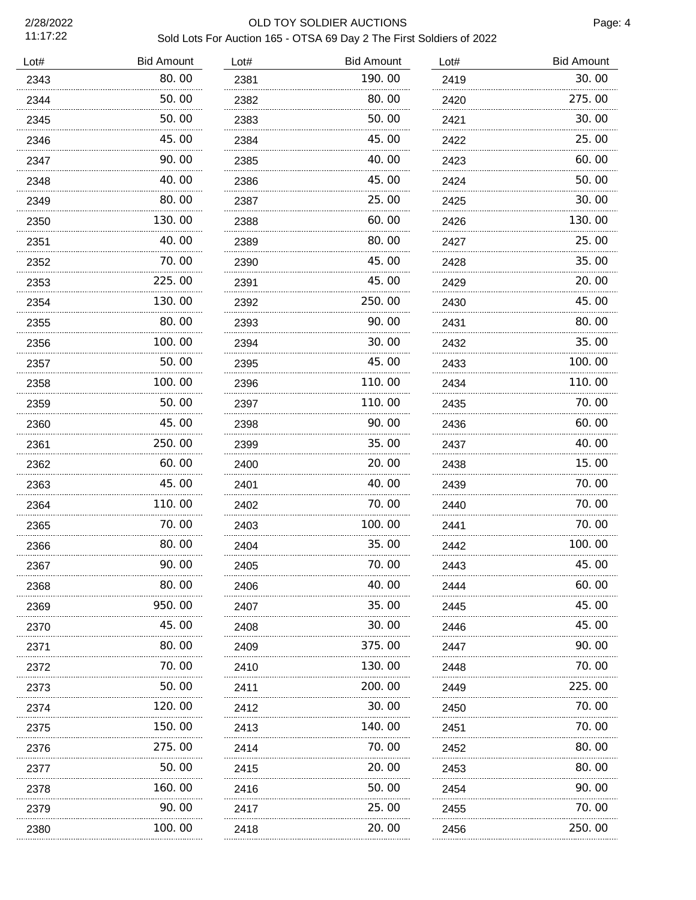# OLD TOY SOLDIER AUCTIONS

## Sold Lots For Auction 165 - OTSA 69 Day 2 The First Soldiers of 2022

| Lot# | Bid Amount | Lot# | Bid Amount | Lot# | Bid Amount |
|---|---|---|---|---|---|
| 2343 | 80.00 | 2381 | 190.00 | 2419 | 30.00 |
| 2344 | 50.00 | 2382 | 80.00 | 2420 | 275.00 |
| 2345 | 50.00 | 2383 | 50.00 | 2421 | 30.00 |
| 2346 | 45.00 | 2384 | 45.00 | 2422 | 25.00 |
| 2347 | 90.00 | 2385 | 40.00 | 2423 | 60.00 |
| 2348 | 40.00 | 2386 | 45.00 | 2424 | 50.00 |
| 2349 | 80.00 | 2387 | 25.00 | 2425 | 30.00 |
| 2350 | 130.00 | 2388 | 60.00 | 2426 | 130.00 |
| 2351 | 40.00 | 2389 | 80.00 | 2427 | 25.00 |
| 2352 | 70.00 | 2390 | 45.00 | 2428 | 35.00 |
| 2353 | 225.00 | 2391 | 45.00 | 2429 | 20.00 |
| 2354 | 130.00 | 2392 | 250.00 | 2430 | 45.00 |
| 2355 | 80.00 | 2393 | 90.00 | 2431 | 80.00 |
| 2356 | 100.00 | 2394 | 30.00 | 2432 | 35.00 |
| 2357 | 50.00 | 2395 | 45.00 | 2433 | 100.00 |
| 2358 | 100.00 | 2396 | 110.00 | 2434 | 110.00 |
| 2359 | 50.00 | 2397 | 110.00 | 2435 | 70.00 |
| 2360 | 45.00 | 2398 | 90.00 | 2436 | 60.00 |
| 2361 | 250.00 | 2399 | 35.00 | 2437 | 40.00 |
| 2362 | 60.00 | 2400 | 20.00 | 2438 | 15.00 |
| 2363 | 45.00 | 2401 | 40.00 | 2439 | 70.00 |
| 2364 | 110.00 | 2402 | 70.00 | 2440 | 70.00 |
| 2365 | 70.00 | 2403 | 100.00 | 2441 | 70.00 |
| 2366 | 80.00 | 2404 | 35.00 | 2442 | 100.00 |
| 2367 | 90.00 | 2405 | 70.00 | 2443 | 45.00 |
| 2368 | 80.00 | 2406 | 40.00 | 2444 | 60.00 |
| 2369 | 950.00 | 2407 | 35.00 | 2445 | 45.00 |
| 2370 | 45.00 | 2408 | 30.00 | 2446 | 45.00 |
| 2371 | 80.00 | 2409 | 375.00 | 2447 | 90.00 |
| 2372 | 70.00 | 2410 | 130.00 | 2448 | 70.00 |
| 2373 | 50.00 | 2411 | 200.00 | 2449 | 225.00 |
| 2374 | 120.00 | 2412 | 30.00 | 2450 | 70.00 |
| 2375 | 150.00 | 2413 | 140.00 | 2451 | 70.00 |
| 2376 | 275.00 | 2414 | 70.00 | 2452 | 80.00 |
| 2377 | 50.00 | 2415 | 20.00 | 2453 | 80.00 |
| 2378 | 160.00 | 2416 | 50.00 | 2454 | 90.00 |
| 2379 | 90.00 | 2417 | 25.00 | 2455 | 70.00 |
| 2380 | 100.00 | 2418 | 20.00 | 2456 | 250.00 |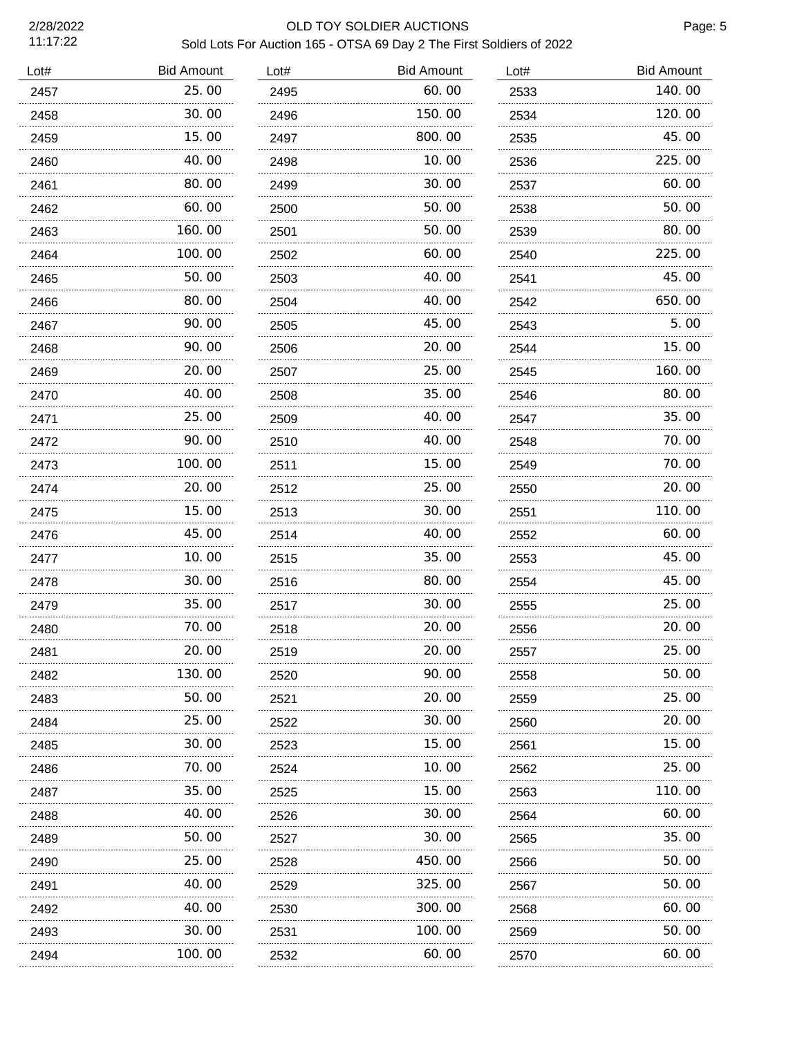# OLD TOY SOLDIER AUCTIONS

## Sold Lots For Auction 165 - OTSA 69 Day 2 The First Soldiers of 2022

| Lot# | Bid Amount | Lot# | Bid Amount | Lot# | Bid Amount |
|---|---|---|---|---|---|
| 2457 | 25.00 | 2495 | 60.00 | 2533 | 140.00 |
| 2458 | 30.00 | 2496 | 150.00 | 2534 | 120.00 |
| 2459 | 15.00 | 2497 | 800.00 | 2535 | 45.00 |
| 2460 | 40.00 | 2498 | 10.00 | 2536 | 225.00 |
| 2461 | 80.00 | 2499 | 30.00 | 2537 | 60.00 |
| 2462 | 60.00 | 2500 | 50.00 | 2538 | 50.00 |
| 2463 | 160.00 | 2501 | 50.00 | 2539 | 80.00 |
| 2464 | 100.00 | 2502 | 60.00 | 2540 | 225.00 |
| 2465 | 50.00 | 2503 | 40.00 | 2541 | 45.00 |
| 2466 | 80.00 | 2504 | 40.00 | 2542 | 650.00 |
| 2467 | 90.00 | 2505 | 45.00 | 2543 | 5.00 |
| 2468 | 90.00 | 2506 | 20.00 | 2544 | 15.00 |
| 2469 | 20.00 | 2507 | 25.00 | 2545 | 160.00 |
| 2470 | 40.00 | 2508 | 35.00 | 2546 | 80.00 |
| 2471 | 25.00 | 2509 | 40.00 | 2547 | 35.00 |
| 2472 | 90.00 | 2510 | 40.00 | 2548 | 70.00 |
| 2473 | 100.00 | 2511 | 15.00 | 2549 | 70.00 |
| 2474 | 20.00 | 2512 | 25.00 | 2550 | 20.00 |
| 2475 | 15.00 | 2513 | 30.00 | 2551 | 110.00 |
| 2476 | 45.00 | 2514 | 40.00 | 2552 | 60.00 |
| 2477 | 10.00 | 2515 | 35.00 | 2553 | 45.00 |
| 2478 | 30.00 | 2516 | 80.00 | 2554 | 45.00 |
| 2479 | 35.00 | 2517 | 30.00 | 2555 | 25.00 |
| 2480 | 70.00 | 2518 | 20.00 | 2556 | 20.00 |
| 2481 | 20.00 | 2519 | 20.00 | 2557 | 25.00 |
| 2482 | 130.00 | 2520 | 90.00 | 2558 | 50.00 |
| 2483 | 50.00 | 2521 | 20.00 | 2559 | 25.00 |
| 2484 | 25.00 | 2522 | 30.00 | 2560 | 20.00 |
| 2485 | 30.00 | 2523 | 15.00 | 2561 | 15.00 |
| 2486 | 70.00 | 2524 | 10.00 | 2562 | 25.00 |
| 2487 | 35.00 | 2525 | 15.00 | 2563 | 110.00 |
| 2488 | 40.00 | 2526 | 30.00 | 2564 | 60.00 |
| 2489 | 50.00 | 2527 | 30.00 | 2565 | 35.00 |
| 2490 | 25.00 | 2528 | 450.00 | 2566 | 50.00 |
| 2491 | 40.00 | 2529 | 325.00 | 2567 | 50.00 |
| 2492 | 40.00 | 2530 | 300.00 | 2568 | 60.00 |
| 2493 | 30.00 | 2531 | 100.00 | 2569 | 50.00 |
| 2494 | 100.00 | 2532 | 60.00 | 2570 | 60.00 |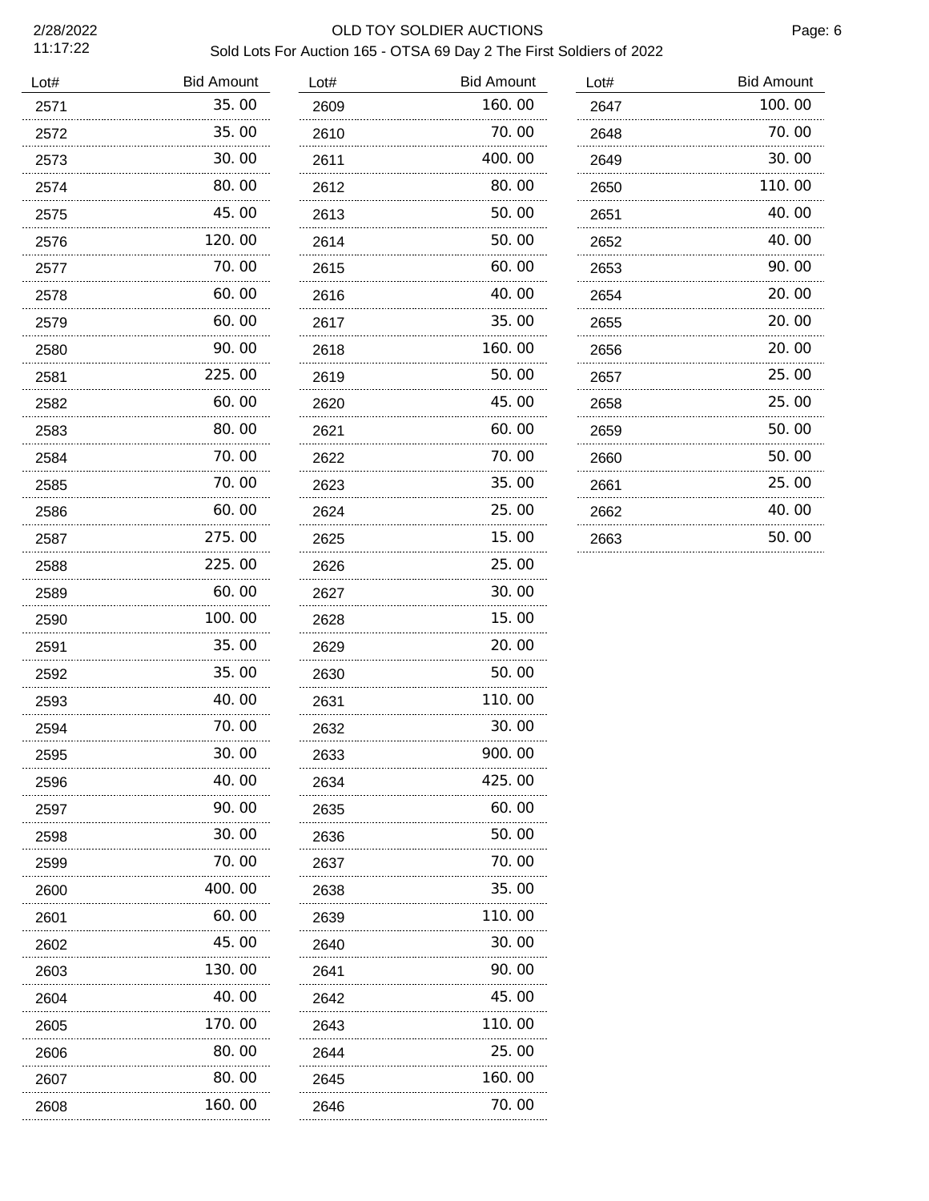OLD TOY SOLDIER AUCTIONS

Sold Lots For Auction 165 - OTSA 69 Day 2 The First Soldiers of 2022

| Lot# | Bid Amount |
|---|---|
| 2571 | 35.00 |
| 2572 | 35.00 |
| 2573 | 30.00 |
| 2574 | 80.00 |
| 2575 | 45.00 |
| 2576 | 120.00 |
| 2577 | 70.00 |
| 2578 | 60.00 |
| 2579 | 60.00 |
| 2580 | 90.00 |
| 2581 | 225.00 |
| 2582 | 60.00 |
| 2583 | 80.00 |
| 2584 | 70.00 |
| 2585 | 70.00 |
| 2586 | 60.00 |
| 2587 | 275.00 |
| 2588 | 225.00 |
| 2589 | 60.00 |
| 2590 | 100.00 |
| 2591 | 35.00 |
| 2592 | 35.00 |
| 2593 | 40.00 |
| 2594 | 70.00 |
| 2595 | 30.00 |
| 2596 | 40.00 |
| 2597 | 90.00 |
| 2598 | 30.00 |
| 2599 | 70.00 |
| 2600 | 400.00 |
| 2601 | 60.00 |
| 2602 | 45.00 |
| 2603 | 130.00 |
| 2604 | 40.00 |
| 2605 | 170.00 |
| 2606 | 80.00 |
| 2607 | 80.00 |
| 2608 | 160.00 |
| 2609 | 160.00 |
| 2610 | 70.00 |
| 2611 | 400.00 |
| 2612 | 80.00 |
| 2613 | 50.00 |
| 2614 | 50.00 |
| 2615 | 60.00 |
| 2616 | 40.00 |
| 2617 | 35.00 |
| 2618 | 160.00 |
| 2619 | 50.00 |
| 2620 | 45.00 |
| 2621 | 60.00 |
| 2622 | 70.00 |
| 2623 | 35.00 |
| 2624 | 25.00 |
| 2625 | 15.00 |
| 2626 | 25.00 |
| 2627 | 30.00 |
| 2628 | 15.00 |
| 2629 | 20.00 |
| 2630 | 50.00 |
| 2631 | 110.00 |
| 2632 | 30.00 |
| 2633 | 900.00 |
| 2634 | 425.00 |
| 2635 | 60.00 |
| 2636 | 50.00 |
| 2637 | 70.00 |
| 2638 | 35.00 |
| 2639 | 110.00 |
| 2640 | 30.00 |
| 2641 | 90.00 |
| 2642 | 45.00 |
| 2643 | 110.00 |
| 2644 | 25.00 |
| 2645 | 160.00 |
| 2646 | 70.00 |
| 2647 | 100.00 |
| 2648 | 70.00 |
| 2649 | 30.00 |
| 2650 | 110.00 |
| 2651 | 40.00 |
| 2652 | 40.00 |
| 2653 | 90.00 |
| 2654 | 20.00 |
| 2655 | 20.00 |
| 2656 | 20.00 |
| 2657 | 25.00 |
| 2658 | 25.00 |
| 2659 | 50.00 |
| 2660 | 50.00 |
| 2661 | 25.00 |
| 2662 | 40.00 |
| 2663 | 50.00 |